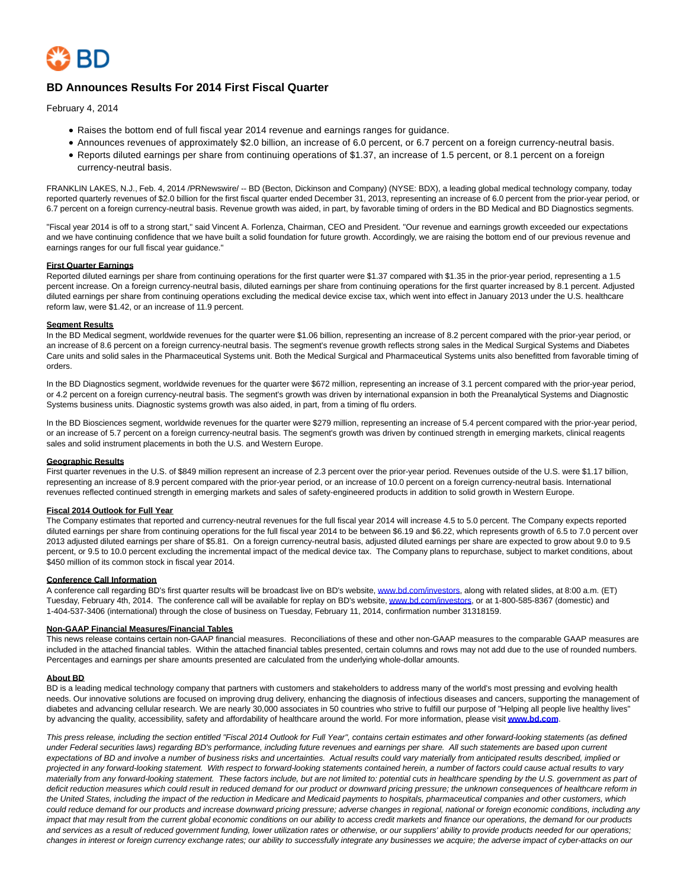# BD Announces Results For 2014 First Fiscal Quarter

February 4, 2014

- Raises the bottom end of full fiscal year 2014 revenue and earnings ranges for guidance.
- Announces revenues of approximately $2.0 billion, an increase of 6.0 percent, or 6.7 percent on a foreign currency-neutral basis.
- Reports diluted earnings per share from continuing operations of $1.37, an increase of 1.5 percent, or 8.1 percent on a foreign currency-neutral basis.

FRANKLIN LAKES, N.J., Feb. 4, 2014 /PRNewswire/ -- BD (Becton, Dickinson and Company) (NYSE: BDX), a leading global medical technology company, today reported quarterly revenues of $2.0 billion for the first fiscal quarter ended December 31, 2013, representing an increase of 6.0 percent from the prior-year period, or 6.7 percent on a foreign currency-neutral basis. Revenue growth was aided, in part, by favorable timing of orders in the BD Medical and BD Diagnostics segments.

"Fiscal year 2014 is off to a strong start," said Vincent A. Forlenza, Chairman, CEO and President. "Our revenue and earnings growth exceeded our expectations and we have continuing confidence that we have built a solid foundation for future growth. Accordingly, we are raising the bottom end of our previous revenue and earnings ranges for our full fiscal year guidance."

**First Quarter Earnings**

Reported diluted earnings per share from continuing operations for the first quarter were $1.37 compared with $1.35 in the prior-year period, representing a 1.5 percent increase. On a foreign currency-neutral basis, diluted earnings per share from continuing operations for the first quarter increased by 8.1 percent. Adjusted diluted earnings per share from continuing operations excluding the medical device excise tax, which went into effect in January 2013 under the U.S. healthcare reform law, were $1.42, or an increase of 11.9 percent.

**Segment Results**

In the BD Medical segment, worldwide revenues for the quarter were $1.06 billion, representing an increase of 8.2 percent compared with the prior-year period, or an increase of 8.6 percent on a foreign currency-neutral basis. The segment's revenue growth reflects strong sales in the Medical Surgical Systems and Diabetes Care units and solid sales in the Pharmaceutical Systems unit. Both the Medical Surgical and Pharmaceutical Systems units also benefitted from favorable timing of orders.

In the BD Diagnostics segment, worldwide revenues for the quarter were $672 million, representing an increase of 3.1 percent compared with the prior-year period, or 4.2 percent on a foreign currency-neutral basis. The segment's growth was driven by international expansion in both the Preanalytical Systems and Diagnostic Systems business units. Diagnostic systems growth was also aided, in part, from a timing of flu orders.

In the BD Biosciences segment, worldwide revenues for the quarter were $279 million, representing an increase of 5.4 percent compared with the prior-year period, or an increase of 5.7 percent on a foreign currency-neutral basis. The segment's growth was driven by continued strength in emerging markets, clinical reagents sales and solid instrument placements in both the U.S. and Western Europe.

**Geographic Results**

First quarter revenues in the U.S. of $849 million represent an increase of 2.3 percent over the prior-year period. Revenues outside of the U.S. were $1.17 billion, representing an increase of 8.9 percent compared with the prior-year period, or an increase of 10.0 percent on a foreign currency-neutral basis. International revenues reflected continued strength in emerging markets and sales of safety-engineered products in addition to solid growth in Western Europe.

**Fiscal 2014 Outlook for Full Year**

The Company estimates that reported and currency-neutral revenues for the full fiscal year 2014 will increase 4.5 to 5.0 percent. The Company expects reported diluted earnings per share from continuing operations for the full fiscal year 2014 to be between $6.19 and $6.22, which represents growth of 6.5 to 7.0 percent over 2013 adjusted diluted earnings per share of $5.81. On a foreign currency-neutral basis, adjusted diluted earnings per share are expected to grow about 9.0 to 9.5 percent, or 9.5 to 10.0 percent excluding the incremental impact of the medical device tax. The Company plans to repurchase, subject to market conditions, about $450 million of its common stock in fiscal year 2014.

**Conference Call Information**

A conference call regarding BD's first quarter results will be broadcast live on BD's website, www.bd.com/investors, along with related slides, at 8:00 a.m. (ET) Tuesday, February 4th, 2014. The conference call will be available for replay on BD's website, www.bd.com/investors, or at 1-800-585-8367 (domestic) and 1-404-537-3406 (international) through the close of business on Tuesday, February 11, 2014, confirmation number 31318159.

**Non-GAAP Financial Measures/Financial Tables**

This news release contains certain non-GAAP financial measures. Reconciliations of these and other non-GAAP measures to the comparable GAAP measures are included in the attached financial tables. Within the attached financial tables presented, certain columns and rows may not add due to the use of rounded numbers. Percentages and earnings per share amounts presented are calculated from the underlying whole-dollar amounts.

**About BD**

BD is a leading medical technology company that partners with customers and stakeholders to address many of the world's most pressing and evolving health needs. Our innovative solutions are focused on improving drug delivery, enhancing the diagnosis of infectious diseases and cancers, supporting the management of diabetes and advancing cellular research. We are nearly 30,000 associates in 50 countries who strive to fulfill our purpose of "Helping all people live healthy lives" by advancing the quality, accessibility, safety and affordability of healthcare around the world. For more information, please visit **www.bd.com**.

*This press release, including the section entitled "Fiscal 2014 Outlook for Full Year", contains certain estimates and other forward-looking statements (as defined under Federal securities laws) regarding BD's performance, including future revenues and earnings per share. All such statements are based upon current expectations of BD and involve a number of business risks and uncertainties. Actual results could vary materially from anticipated results described, implied or projected in any forward-looking statement. With respect to forward-looking statements contained herein, a number of factors could cause actual results to vary materially from any forward-looking statement. These factors include, but are not limited to: potential cuts in healthcare spending by the U.S. government as part of deficit reduction measures which could result in reduced demand for our product or downward pricing pressure; the unknown consequences of healthcare reform in the United States, including the impact of the reduction in Medicare and Medicaid payments to hospitals, pharmaceutical companies and other customers, which could reduce demand for our products and increase downward pricing pressure; adverse changes in regional, national or foreign economic conditions, including any impact that may result from the current global economic conditions on our ability to access credit markets and finance our operations, the demand for our products and services as a result of reduced government funding, lower utilization rates or otherwise, or our suppliers' ability to provide products needed for our operations; changes in interest or foreign currency exchange rates; our ability to successfully integrate any businesses we acquire; the adverse impact of cyber-attacks on our*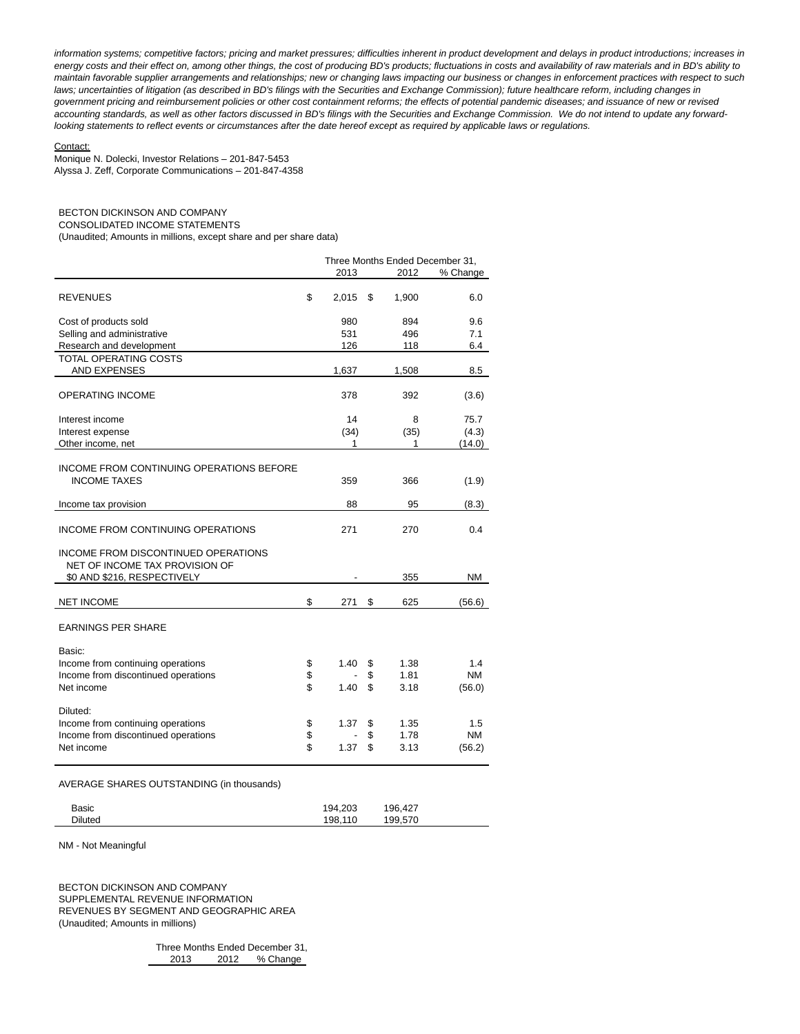*information systems; competitive factors; pricing and market pressures; difficulties inherent in product development and delays in product introductions; increases in energy costs and their effect on, among other things, the cost of producing BD's products; fluctuations in costs and availability of raw materials and in BD's ability to maintain favorable supplier arrangements and relationships; new or changing laws impacting our business or changes in enforcement practices with respect to such laws; uncertainties of litigation (as described in BD's filings with the Securities and Exchange Commission); future healthcare reform, including changes in government pricing and reimbursement policies or other cost containment reforms; the effects of potential pandemic diseases; and issuance of new or revised accounting standards, as well as other factors discussed in BD's filings with the Securities and Exchange Commission. We do not intend to update any forward-looking statements to reflect events or circumstances after the date hereof except as required by applicable laws or regulations.*

Contact:
Monique N. Dolecki, Investor Relations – 201-847-5453
Alyssa J. Zeff, Corporate Communications – 201-847-4358

BECTON DICKINSON AND COMPANY
CONSOLIDATED INCOME STATEMENTS
(Unaudited; Amounts in millions, except share and per share data)

| | Three Months Ended December 31, | | |
|---|---|---|---|
| | 2013 | 2012 | % Change |
| REVENUES | $ 2,015 | $ 1,900 | 6.0 |
| Cost of products sold | 980 | 894 | 9.6 |
| Selling and administrative | 531 | 496 | 7.1 |
| Research and development | 126 | 118 | 6.4 |
| TOTAL OPERATING COSTS AND EXPENSES | 1,637 | 1,508 | 8.5 |
| OPERATING INCOME | 378 | 392 | (3.6) |
| Interest income | 14 | 8 | 75.7 |
| Interest expense | (34) | (35) | (4.3) |
| Other income, net | 1 | 1 | (14.0) |
| INCOME FROM CONTINUING OPERATIONS BEFORE INCOME TAXES | 359 | 366 | (1.9) |
| Income tax provision | 88 | 95 | (8.3) |
| INCOME FROM CONTINUING OPERATIONS | 271 | 270 | 0.4 |
| INCOME FROM DISCONTINUED OPERATIONS NET OF INCOME TAX PROVISION OF $0 AND $216, RESPECTIVELY | - | 355 | NM |
| NET INCOME | $ 271 | $ 625 | (56.6) |
| EARNINGS PER SHARE | | | |
| Basic: | | | |
| Income from continuing operations | $ 1.40 | $ 1.38 | 1.4 |
| Income from discontinued operations | $ - | $ 1.81 | NM |
| Net income | $ 1.40 | $ 3.18 | (56.0) |
| Diluted: | | | |
| Income from continuing operations | $ 1.37 | $ 1.35 | 1.5 |
| Income from discontinued operations | $ - | $ 1.78 | NM |
| Net income | $ 1.37 | $ 3.13 | (56.2) |

AVERAGE SHARES OUTSTANDING (in thousands)

| | 2013 | 2012 |
|---|---|---|
| Basic | 194,203 | 196,427 |
| Diluted | 198,110 | 199,570 |

NM - Not Meaningful

BECTON DICKINSON AND COMPANY
SUPPLEMENTAL REVENUE INFORMATION
REVENUES BY SEGMENT AND GEOGRAPHIC AREA
(Unaudited; Amounts in millions)

| Three Months Ended December 31, | | |
|---|---|---|
| 2013 | 2012 | % Change |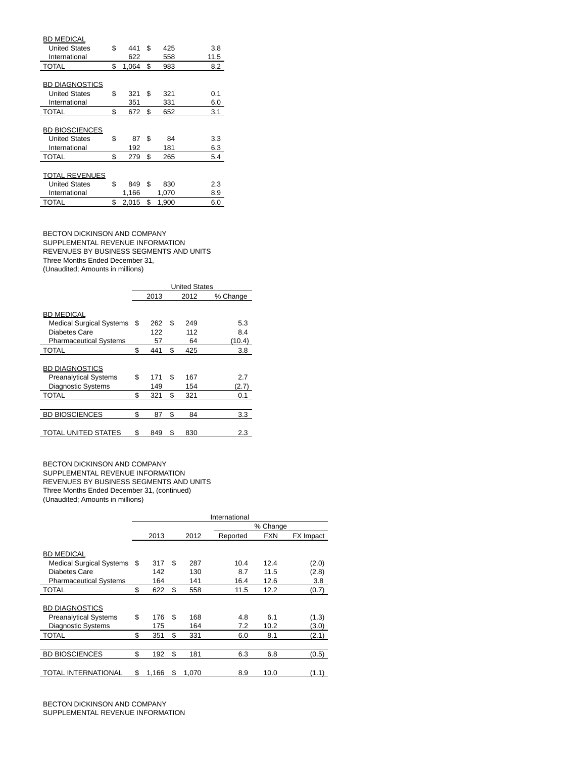| | | | | | |
|---|---|---|---|---|---|
| BD MEDICAL | | | | | |
| United States | $ | 441 | $ | 425 | 3.8 |
| International | | 622 | | 558 | 11.5 |
| TOTAL | $ | 1,064 | $ | 983 | 8.2 |
| | | | | | |
| BD DIAGNOSTICS | | | | | |
| United States | $ | 321 | $ | 321 | 0.1 |
| International | | 351 | | 331 | 6.0 |
| TOTAL | $ | 672 | $ | 652 | 3.1 |
| | | | | | |
| BD BIOSCIENCES | | | | | |
| United States | $ | 87 | $ | 84 | 3.3 |
| International | | 192 | | 181 | 6.3 |
| TOTAL | $ | 279 | $ | 265 | 5.4 |
| | | | | | |
| TOTAL REVENUES | | | | | |
| United States | $ | 849 | $ | 830 | 2.3 |
| International | | 1,166 | | 1,070 | 8.9 |
| TOTAL | $ | 2,015 | $ | 1,900 | 6.0 |

BECTON DICKINSON AND COMPANY
SUPPLEMENTAL REVENUE INFORMATION
REVENUES BY BUSINESS SEGMENTS AND UNITS
Three Months Ended December 31,
(Unaudited; Amounts in millions)

| | United States | | | | |
|---|---|---|---|---|---|
| | | 2013 | | 2012 | % Change |
| BD MEDICAL | | | | | |
| Medical Surgical Systems | $ | 262 | $ | 249 | 5.3 |
| Diabetes Care | | 122 | | 112 | 8.4 |
| Pharmaceutical Systems | | 57 | | 64 | (10.4) |
| TOTAL | $ | 441 | $ | 425 | 3.8 |
| | | | | | |
| BD DIAGNOSTICS | | | | | |
| Preanalytical Systems | $ | 171 | $ | 167 | 2.7 |
| Diagnostic Systems | | 149 | | 154 | (2.7) |
| TOTAL | $ | 321 | $ | 321 | 0.1 |
| | | | | | |
| BD BIOSCIENCES | $ | 87 | $ | 84 | 3.3 |
| | | | | | |
| TOTAL UNITED STATES | $ | 849 | $ | 830 | 2.3 |

BECTON DICKINSON AND COMPANY
SUPPLEMENTAL REVENUE INFORMATION
REVENUES BY BUSINESS SEGMENTS AND UNITS
Three Months Ended December 31, (continued)
(Unaudited; Amounts in millions)

| | International | | | | | | |
|---|---|---|---|---|---|---|---|
| | | | | | % Change | | |
| | | 2013 | | 2012 | Reported | FXN | FX Impact |
| BD MEDICAL | | | | | | | |
| Medical Surgical Systems | $ | 317 | $ | 287 | 10.4 | 12.4 | (2.0) |
| Diabetes Care | | 142 | | 130 | 8.7 | 11.5 | (2.8) |
| Pharmaceutical Systems | | 164 | | 141 | 16.4 | 12.6 | 3.8 |
| TOTAL | $ | 622 | $ | 558 | 11.5 | 12.2 | (0.7) |
| | | | | | | | |
| BD DIAGNOSTICS | | | | | | | |
| Preanalytical Systems | $ | 176 | $ | 168 | 4.8 | 6.1 | (1.3) |
| Diagnostic Systems | | 175 | | 164 | 7.2 | 10.2 | (3.0) |
| TOTAL | $ | 351 | $ | 331 | 6.0 | 8.1 | (2.1) |
| | | | | | | | |
| BD BIOSCIENCES | $ | 192 | $ | 181 | 6.3 | 6.8 | (0.5) |
| | | | | | | | |
| TOTAL INTERNATIONAL | $ | 1,166 | $ | 1,070 | 8.9 | 10.0 | (1.1) |

BECTON DICKINSON AND COMPANY
SUPPLEMENTAL REVENUE INFORMATION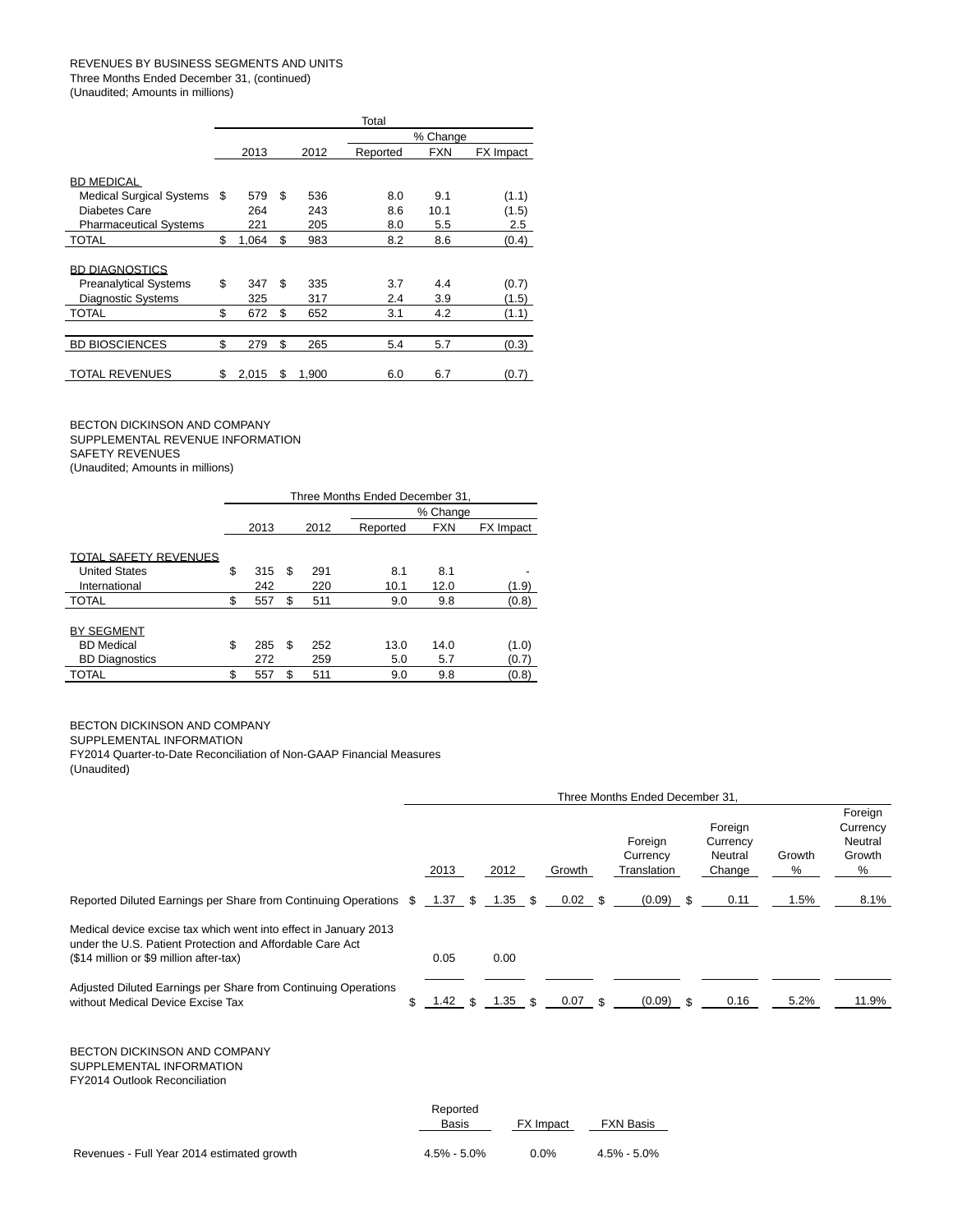REVENUES BY BUSINESS SEGMENTS AND UNITS
Three Months Ended December 31, (continued)
(Unaudited; Amounts in millions)

| | Total | | | | |
|---|---|---|---|---|---|
| | | | % Change | | |
| | 2013 | 2012 | Reported | FXN | FX Impact |
| BD MEDICAL | | | | | |
| Medical Surgical Systems | $ 579 | $ 536 | 8.0 | 9.1 | (1.1) |
| Diabetes Care | 264 | 243 | 8.6 | 10.1 | (1.5) |
| Pharmaceutical Systems | 221 | 205 | 8.0 | 5.5 | 2.5 |
| TOTAL | $ 1,064 | $ 983 | 8.2 | 8.6 | (0.4) |
| BD DIAGNOSTICS | | | | | |
| Preanalytical Systems | $ 347 | $ 335 | 3.7 | 4.4 | (0.7) |
| Diagnostic Systems | 325 | 317 | 2.4 | 3.9 | (1.5) |
| TOTAL | $ 672 | $ 652 | 3.1 | 4.2 | (1.1) |
| BD BIOSCIENCES | $ 279 | $ 265 | 5.4 | 5.7 | (0.3) |
| TOTAL REVENUES | $ 2,015 | $ 1,900 | 6.0 | 6.7 | (0.7) |

BECTON DICKINSON AND COMPANY
SUPPLEMENTAL REVENUE INFORMATION
SAFETY REVENUES
(Unaudited; Amounts in millions)

| | Three Months Ended December 31, | | | | |
|---|---|---|---|---|---|
| | | | % Change | | |
| | 2013 | 2012 | Reported | FXN | FX Impact |
| TOTAL SAFETY REVENUES | | | | | |
| United States | $ 315 | $ 291 | 8.1 | 8.1 | - |
| International | 242 | 220 | 10.1 | 12.0 | (1.9) |
| TOTAL | $ 557 | $ 511 | 9.0 | 9.8 | (0.8) |
| BY SEGMENT | | | | | |
| BD Medical | $ 285 | $ 252 | 13.0 | 14.0 | (1.0) |
| BD Diagnostics | 272 | 259 | 5.0 | 5.7 | (0.7) |
| TOTAL | $ 557 | $ 511 | 9.0 | 9.8 | (0.8) |

BECTON DICKINSON AND COMPANY
SUPPLEMENTAL INFORMATION
FY2014 Quarter-to-Date Reconciliation of Non-GAAP Financial Measures
(Unaudited)

| | Three Months Ended December 31, | | | | | | |
|---|---|---|---|---|---|---|---|
| | 2013 | 2012 | Growth | Foreign Currency Translation | Foreign Currency Neutral Change | Growth % | Foreign Currency Neutral Growth % |
| Reported Diluted Earnings per Share from Continuing Operations | $ 1.37 | $ 1.35 | $ 0.02 | $ (0.09) | $ 0.11 | 1.5% | 8.1% |
| Medical device excise tax which went into effect in January 2013 under the U.S. Patient Protection and Affordable Care Act ($14 million or $9 million after-tax) | 0.05 | 0.00 | | | | | |
| Adjusted Diluted Earnings per Share from Continuing Operations without Medical Device Excise Tax | $ 1.42 | $ 1.35 | $ 0.07 | $ (0.09) | $ 0.16 | 5.2% | 11.9% |

BECTON DICKINSON AND COMPANY
SUPPLEMENTAL INFORMATION
FY2014 Outlook Reconciliation

| | Reported Basis | FX Impact | FXN Basis |
|---|---|---|---|
| Revenues - Full Year 2014 estimated growth | 4.5% - 5.0% | 0.0% | 4.5% - 5.0% |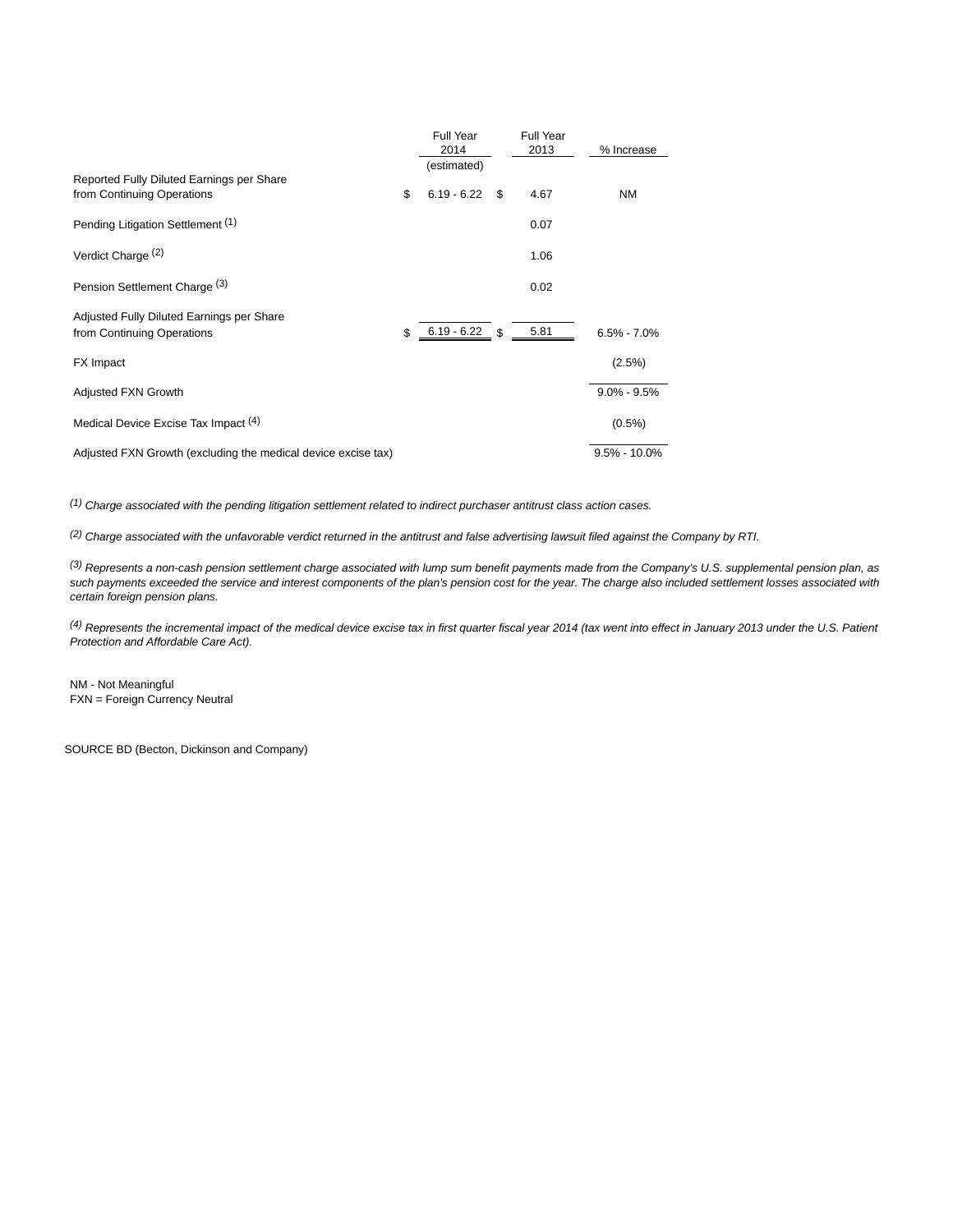| | Full Year 2014 (estimated) | Full Year 2013 | % Increase |
|---|---|---|---|
| Reported Fully Diluted Earnings per Share from Continuing Operations | $ 6.19 - 6.22 | $ 4.67 | NM |
| Pending Litigation Settlement [1] | | 0.07 | |
| Verdict Charge [2] | | 1.06 | |
| Pension Settlement Charge [3] | | 0.02 | |
| Adjusted Fully Diluted Earnings per Share from Continuing Operations | $ 6.19 - 6.22 | $ 5.81 | 6.5% - 7.0% |
| FX Impact | | | (2.5%) |
| Adjusted FXN Growth | | | 9.0% - 9.5% |
| Medical Device Excise Tax Impact [4] | | | (0.5%) |
| Adjusted FXN Growth (excluding the medical device excise tax) | | | 9.5% - 10.0% |

*[1] Charge associated with the pending litigation settlement related to indirect purchaser antitrust class action cases.*

*[2] Charge associated with the unfavorable verdict returned in the antitrust and false advertising lawsuit filed against the Company by RTI.*

*[3] Represents a non-cash pension settlement charge associated with lump sum benefit payments made from the Company's U.S. supplemental pension plan, as such payments exceeded the service and interest components of the plan's pension cost for the year. The charge also included settlement losses associated with certain foreign pension plans.*

*[4] Represents the incremental impact of the medical device excise tax in first quarter fiscal year 2014 (tax went into effect in January 2013 under the U.S. Patient Protection and Affordable Care Act).*

NM - Not Meaningful
FXN = Foreign Currency Neutral

SOURCE BD (Becton, Dickinson and Company)